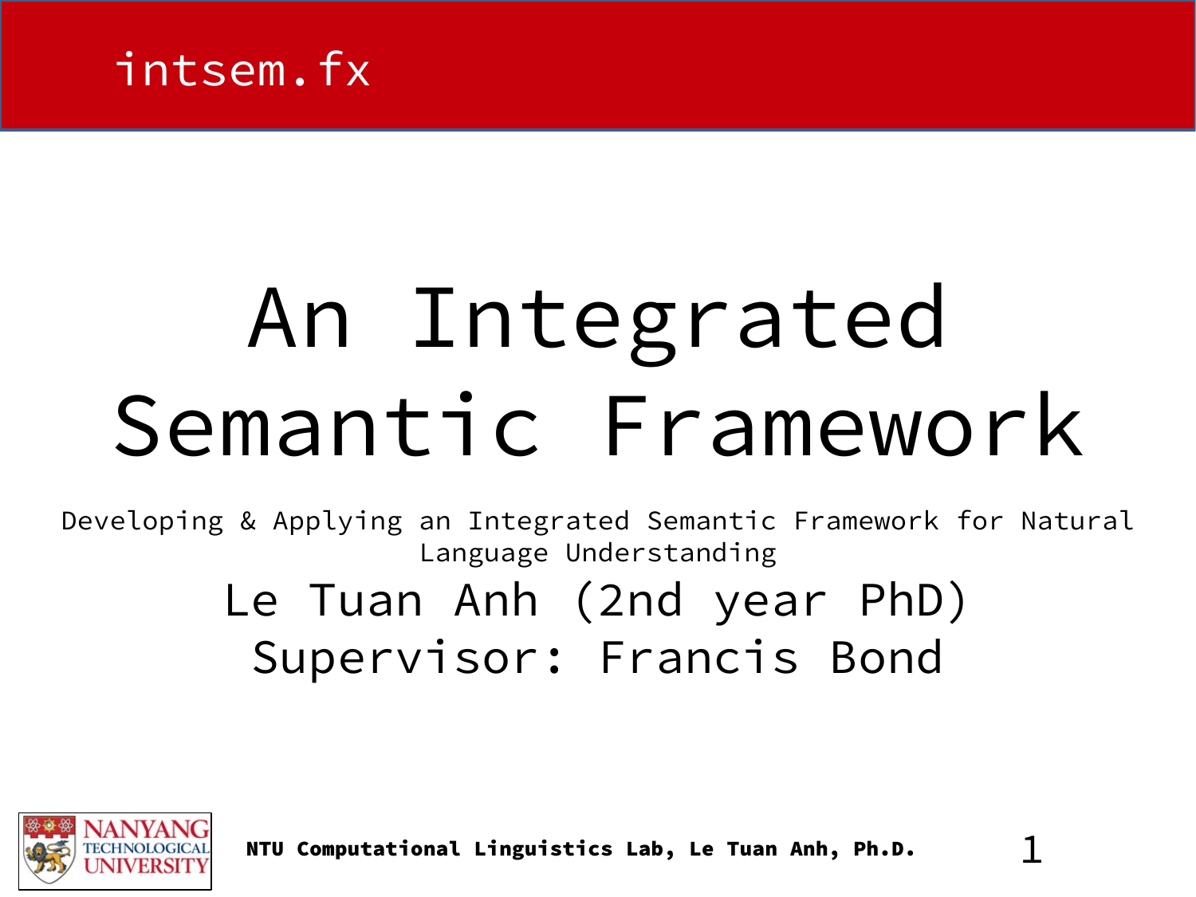intsem.fx

# An Integrated Semantic Framework

Developing & Applying an Integrated Semantic Framework for Natural Language Understanding

Le Tuan Anh (2nd year PhD)

Supervisor: Francis Bond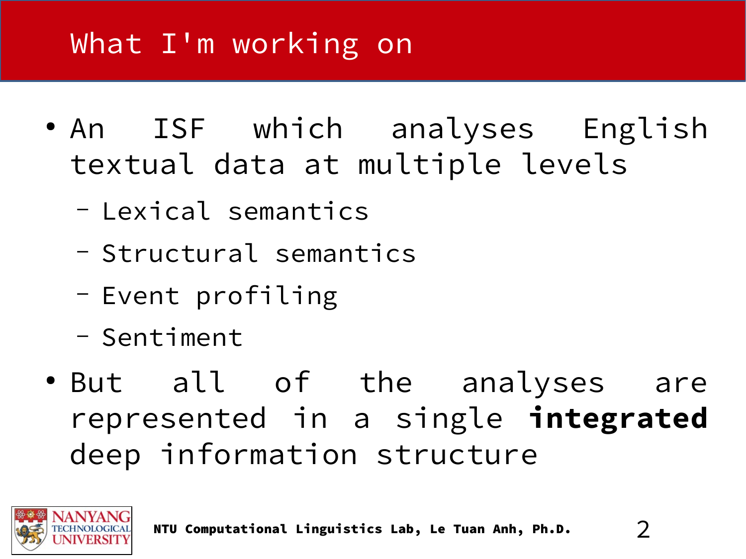# What I'm working on

- An ISF which analyses English textual data at multiple levels
  - Lexical semantics
  - Structural semantics
  - Event profiling
  - Sentiment
- But all of the analyses are represented in a single **integrated** deep information structure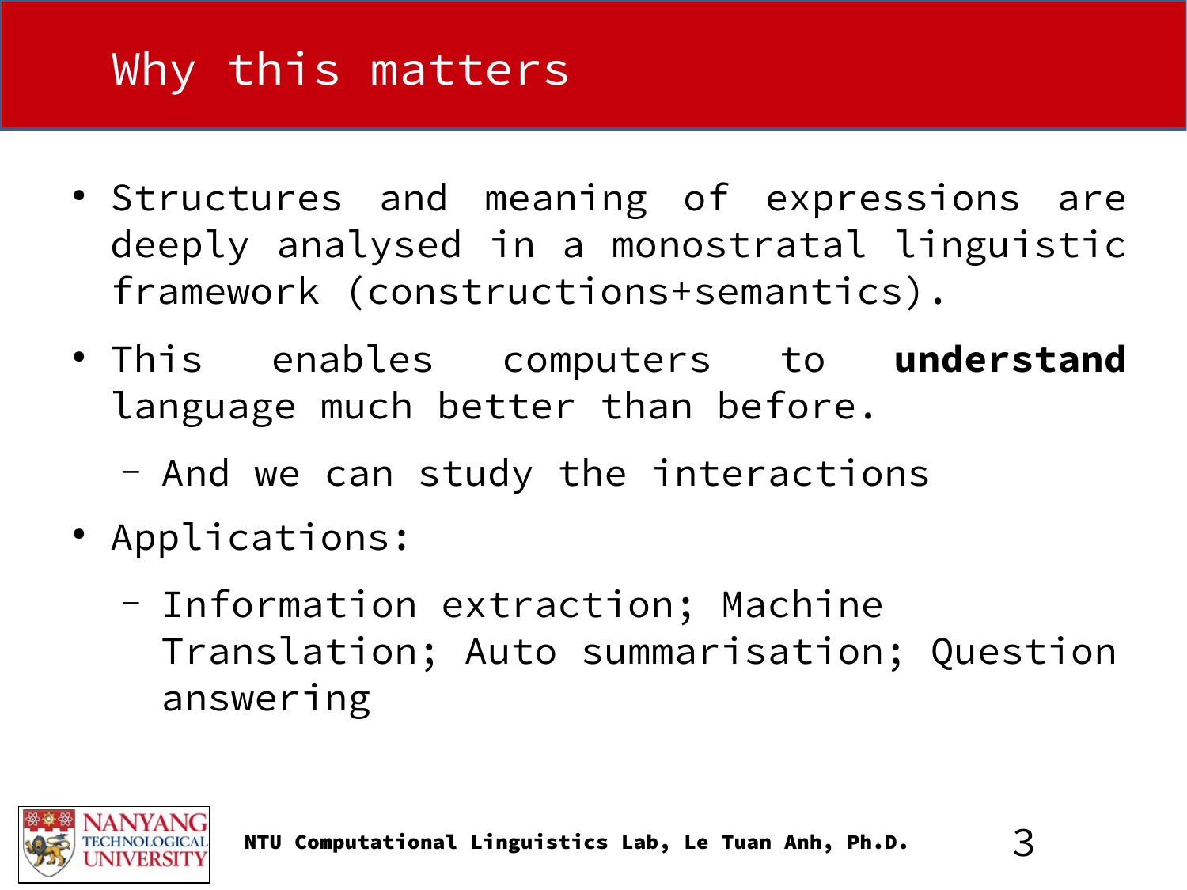# Why this matters

- Structures and meaning of expressions are deeply analysed in a monostratal linguistic framework (constructions+semantics).
- This enables computers to **understand** language much better than before.
  - And we can study the interactions
- Applications:
  - Information extraction; Machine Translation; Auto summarisation; Question answering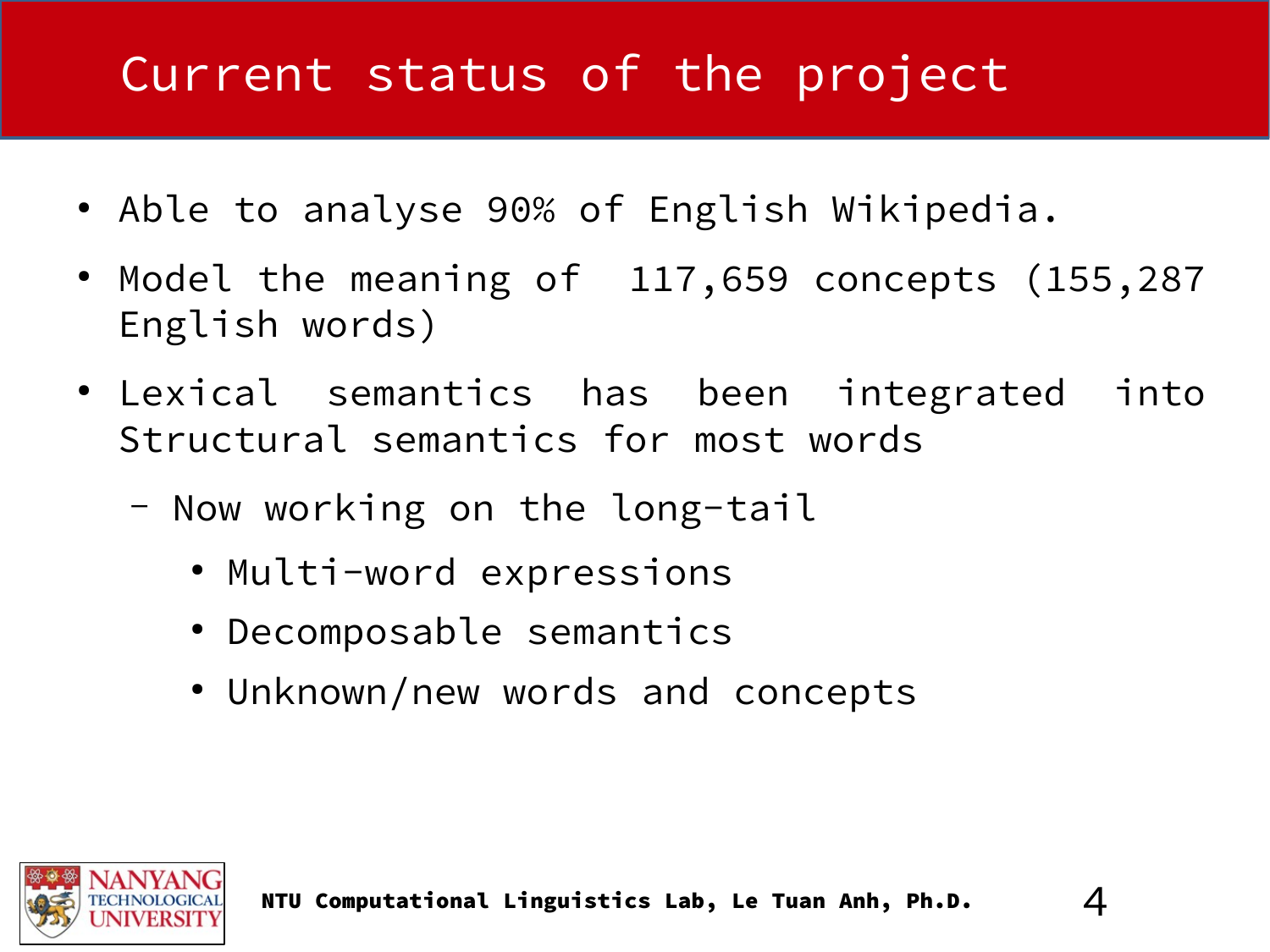# Current status of the project

- Able to analyse 90% of English Wikipedia.
- Model the meaning of 117,659 concepts (155,287 English words)
- Lexical semantics has been integrated into Structural semantics for most words
  - Now working on the long-tail
    - Multi-word expressions
    - Decomposable semantics
    - Unknown/new words and concepts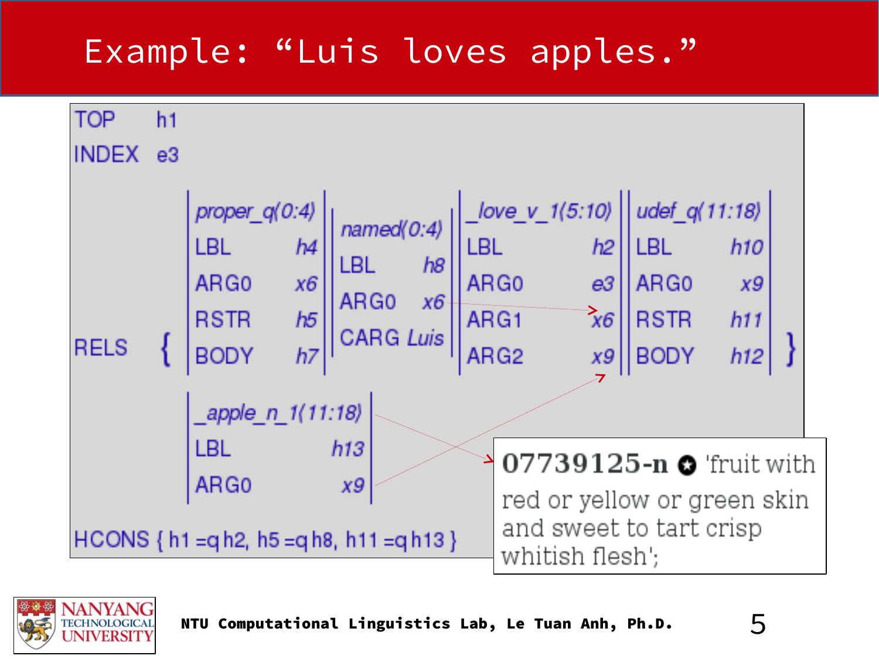# Example: "Luis loves apples."

```
TOP    h1
INDEX  e3

RELS { proper_q(0:4)    named(0:4)    _love_v_1(5:10)    udef_q(11:18)
       LBL   h4         LBL   h8      LBL   h2            LBL   h10
       ARG0  x6         ARG0  x6      ARG0  e3            ARG0  x9
       RSTR  h5         CARG  Luis    ARG1  x6            RSTR  h11
       BODY  h7                       ARG2  x9            BODY  h12

       _apple_n_1(11:18)
       LBL   h13
       ARG0  x9 }

HCONS { h1 =q h2, h5 =q h8, h11 =q h13 }
```

**07739125-n** 'fruit with red or yellow or green skin and sweet to tart crisp whitish flesh';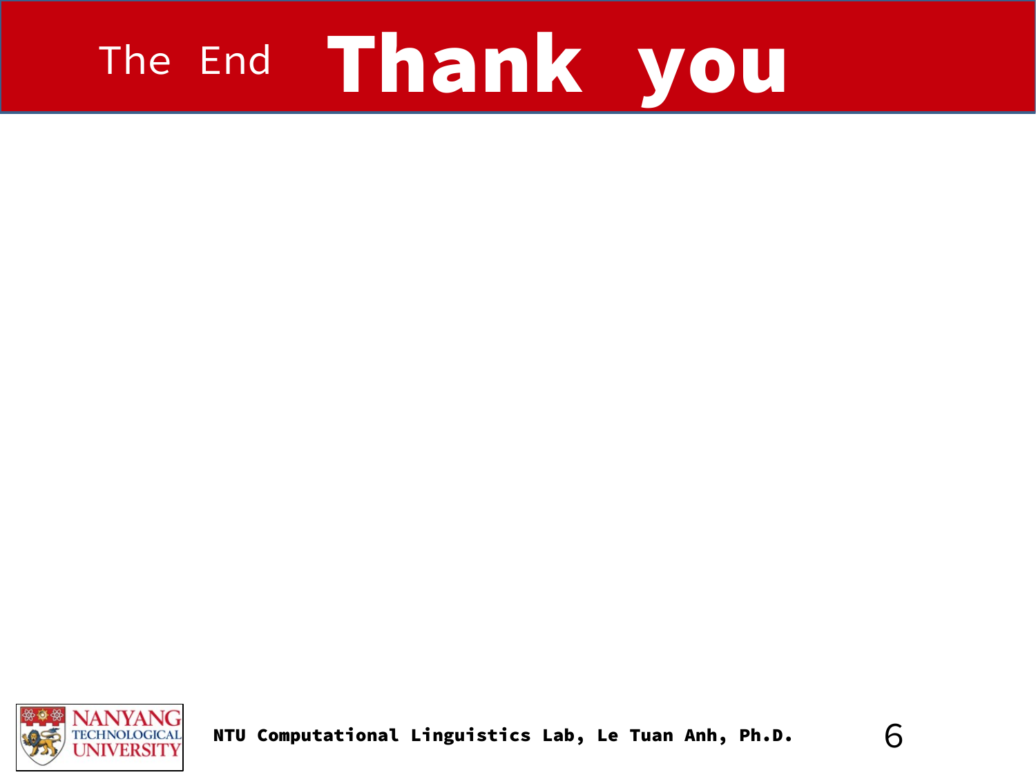# The End **Thank you**